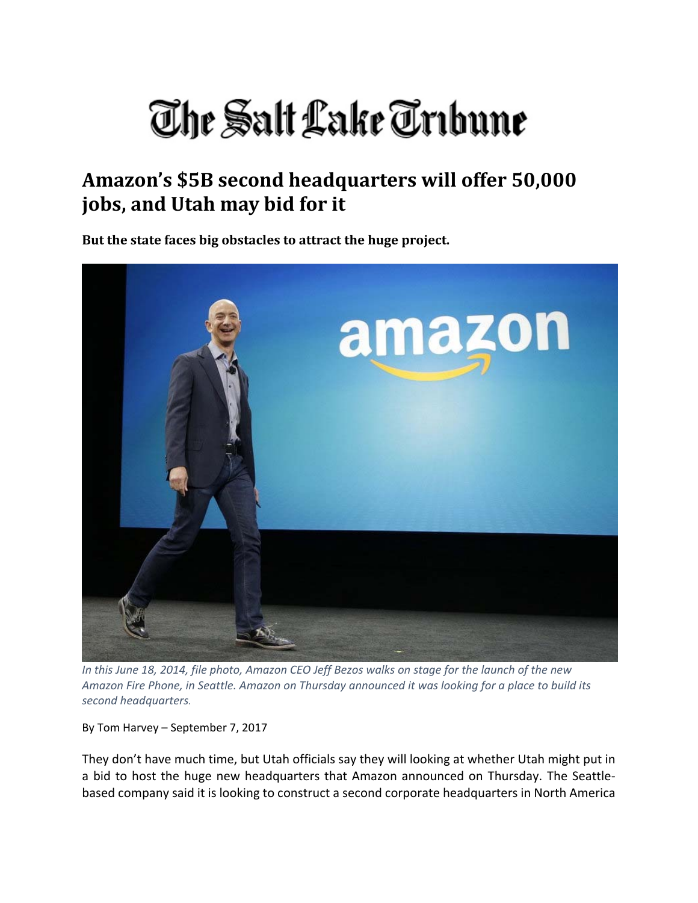# The Salt Lake Tribune

## Amazon's $5B second headquarters will offer 50,000 jobs, and Utah may bid for it

**But the state faces big obstacles to attract the huge project.**

*In this June 18, 2014, file photo, Amazon CEO Jeff Bezos walks on stage for the launch of the new Amazon Fire Phone, in Seattle. Amazon on Thursday announced it was looking for a place to build its second headquarters.*

By Tom Harvey – September 7, 2017

They don't have much time, but Utah officials say they will looking at whether Utah might put in a bid to host the huge new headquarters that Amazon announced on Thursday. The Seattle-based company said it is looking to construct a second corporate headquarters in North America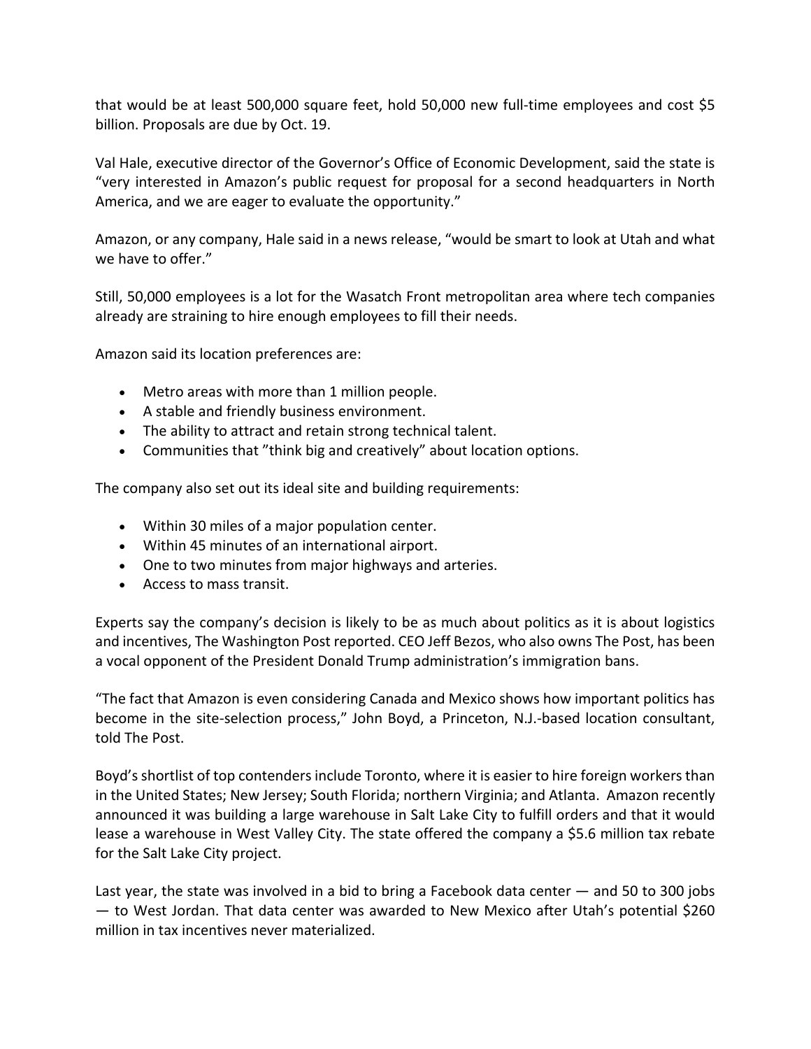that would be at least 500,000 square feet, hold 50,000 new full-time employees and cost $5 billion. Proposals are due by Oct. 19.

Val Hale, executive director of the Governor's Office of Economic Development, said the state is "very interested in Amazon's public request for proposal for a second headquarters in North America, and we are eager to evaluate the opportunity."

Amazon, or any company, Hale said in a news release, "would be smart to look at Utah and what we have to offer."

Still, 50,000 employees is a lot for the Wasatch Front metropolitan area where tech companies already are straining to hire enough employees to fill their needs.

Amazon said its location preferences are:

- Metro areas with more than 1 million people.
- A stable and friendly business environment.
- The ability to attract and retain strong technical talent.
- Communities that "think big and creatively" about location options.

The company also set out its ideal site and building requirements:

- Within 30 miles of a major population center.
- Within 45 minutes of an international airport.
- One to two minutes from major highways and arteries.
- Access to mass transit.

Experts say the company's decision is likely to be as much about politics as it is about logistics and incentives, The Washington Post reported. CEO Jeff Bezos, who also owns The Post, has been a vocal opponent of the President Donald Trump administration's immigration bans.

"The fact that Amazon is even considering Canada and Mexico shows how important politics has become in the site-selection process," John Boyd, a Princeton, N.J.-based location consultant, told The Post.

Boyd's shortlist of top contenders include Toronto, where it is easier to hire foreign workers than in the United States; New Jersey; South Florida; northern Virginia; and Atlanta. Amazon recently announced it was building a large warehouse in Salt Lake City to fulfill orders and that it would lease a warehouse in West Valley City. The state offered the company a $5.6 million tax rebate for the Salt Lake City project.

Last year, the state was involved in a bid to bring a Facebook data center — and 50 to 300 jobs — to West Jordan. That data center was awarded to New Mexico after Utah's potential $260 million in tax incentives never materialized.